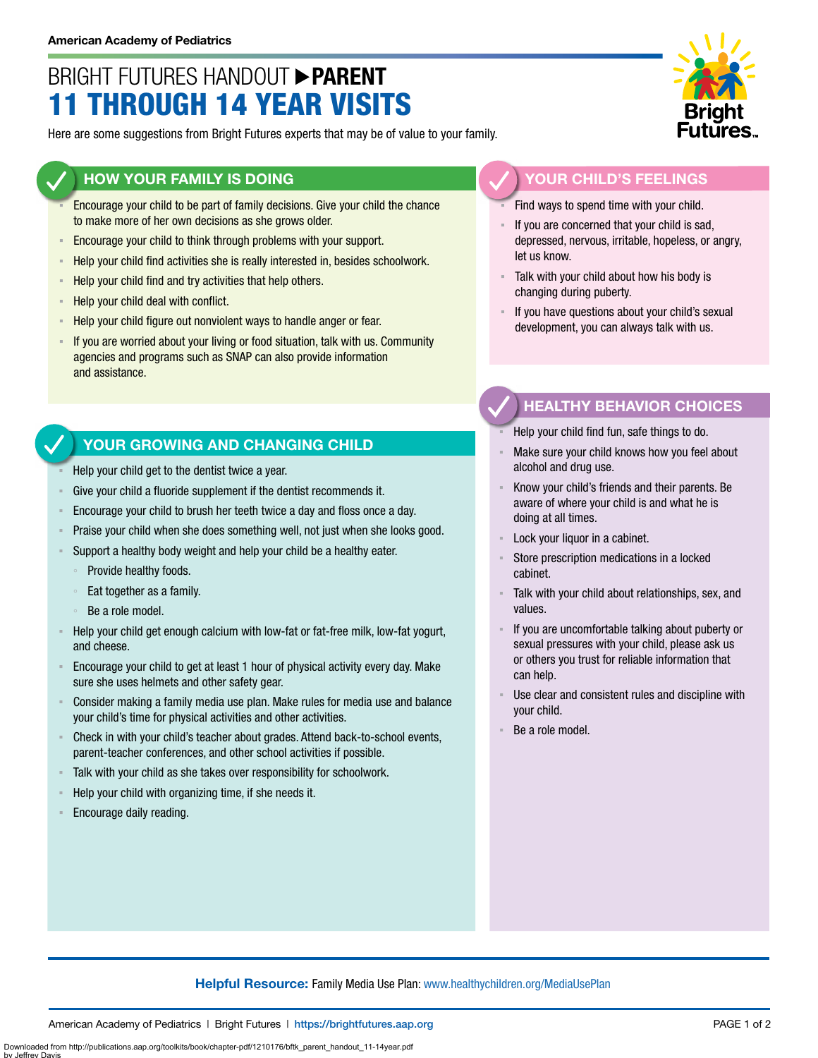American Academy of Pediatrics

# BRIGHT FUTURES HANDOUT ▶ PARENT
# 11 THROUGH 14 YEAR VISITS

Here are some suggestions from Bright Futures experts that may be of value to your family.

## HOW YOUR FAMILY IS DOING

- Encourage your child to be part of family decisions. Give your child the chance to make more of her own decisions as she grows older.
- Encourage your child to think through problems with your support.
- Help your child find activities she is really interested in, besides schoolwork.
- Help your child find and try activities that help others.
- Help your child deal with conflict.
- Help your child figure out nonviolent ways to handle anger or fear.
- If you are worried about your living or food situation, talk with us. Community agencies and programs such as SNAP can also provide information and assistance.

## YOUR GROWING AND CHANGING CHILD

- Help your child get to the dentist twice a year.
- Give your child a fluoride supplement if the dentist recommends it.
- Encourage your child to brush her teeth twice a day and floss once a day.
- Praise your child when she does something well, not just when she looks good.
- Support a healthy body weight and help your child be a healthy eater.
  - Provide healthy foods.
  - Eat together as a family.
  - Be a role model.
- Help your child get enough calcium with low-fat or fat-free milk, low-fat yogurt, and cheese.
- Encourage your child to get at least 1 hour of physical activity every day. Make sure she uses helmets and other safety gear.
- Consider making a family media use plan. Make rules for media use and balance your child's time for physical activities and other activities.
- Check in with your child's teacher about grades. Attend back-to-school events, parent-teacher conferences, and other school activities if possible.
- Talk with your child as she takes over responsibility for schoolwork.
- Help your child with organizing time, if she needs it.
- Encourage daily reading.

## YOUR CHILD'S FEELINGS

- Find ways to spend time with your child.
- If you are concerned that your child is sad, depressed, nervous, irritable, hopeless, or angry, let us know.
- Talk with your child about how his body is changing during puberty.
- If you have questions about your child's sexual development, you can always talk with us.

## HEALTHY BEHAVIOR CHOICES

- Help your child find fun, safe things to do.
- Make sure your child knows how you feel about alcohol and drug use.
- Know your child's friends and their parents. Be aware of where your child is and what he is doing at all times.
- Lock your liquor in a cabinet.
- Store prescription medications in a locked cabinet.
- Talk with your child about relationships, sex, and values.
- If you are uncomfortable talking about puberty or sexual pressures with your child, please ask us or others you trust for reliable information that can help.
- Use clear and consistent rules and discipline with your child.
- Be a role model.

**Helpful Resource:** Family Media Use Plan: www.healthychildren.org/MediaUsePlan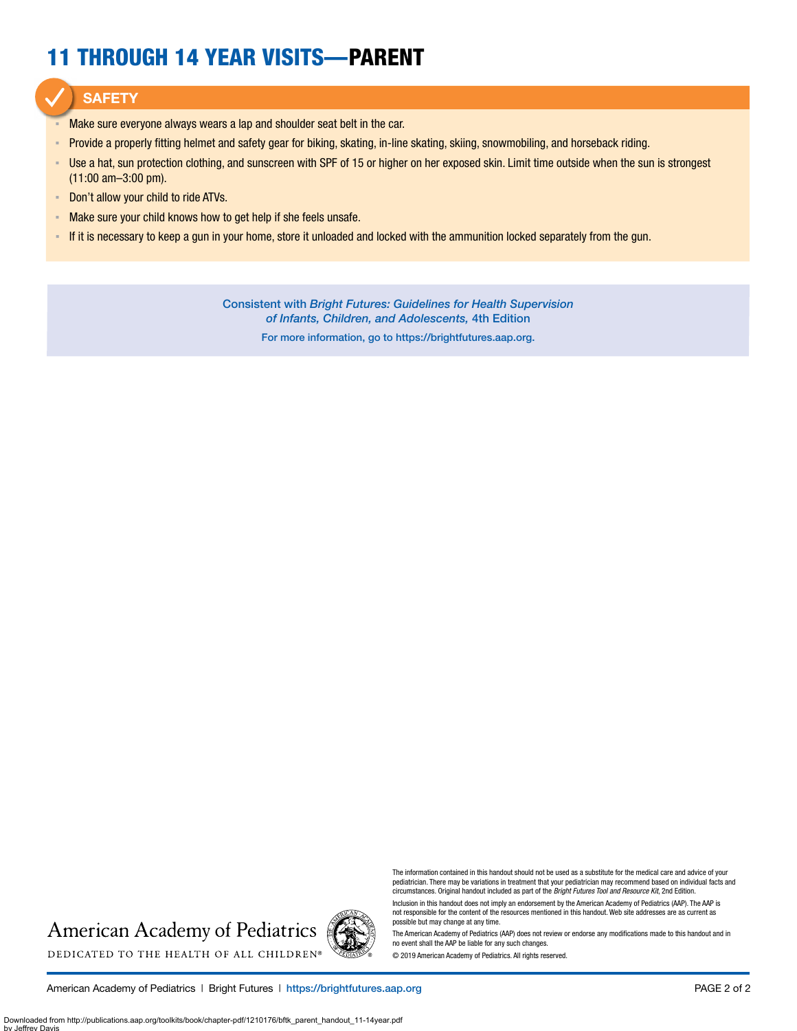# 11 THROUGH 14 YEAR VISITS—PARENT

## SAFETY

- Make sure everyone always wears a lap and shoulder seat belt in the car.
- Provide a properly fitting helmet and safety gear for biking, skating, in-line skating, skiing, snowmobiling, and horseback riding.
- Use a hat, sun protection clothing, and sunscreen with SPF of 15 or higher on her exposed skin. Limit time outside when the sun is strongest (11:00 am–3:00 pm).
- Don't allow your child to ride ATVs.
- Make sure your child knows how to get help if she feels unsafe.
- If it is necessary to keep a gun in your home, store it unloaded and locked with the ammunition locked separately from the gun.

Consistent with *Bright Futures: Guidelines for Health Supervision of Infants, Children, and Adolescents,* 4th Edition

For more information, go to https://brightfutures.aap.org.

American Academy of Pediatrics
DEDICATED TO THE HEALTH OF ALL CHILDREN®

The information contained in this handout should not be used as a substitute for the medical care and advice of your pediatrician. There may be variations in treatment that your pediatrician may recommend based on individual facts and circumstances. Original handout included as part of the *Bright Futures Tool and Resource Kit*, 2nd Edition.

Inclusion in this handout does not imply an endorsement by the American Academy of Pediatrics (AAP). The AAP is not responsible for the content of the resources mentioned in this handout. Web site addresses are as current as possible but may change at any time.

The American Academy of Pediatrics (AAP) does not review or endorse any modifications made to this handout and in no event shall the AAP be liable for any such changes.

© 2019 American Academy of Pediatrics. All rights reserved.